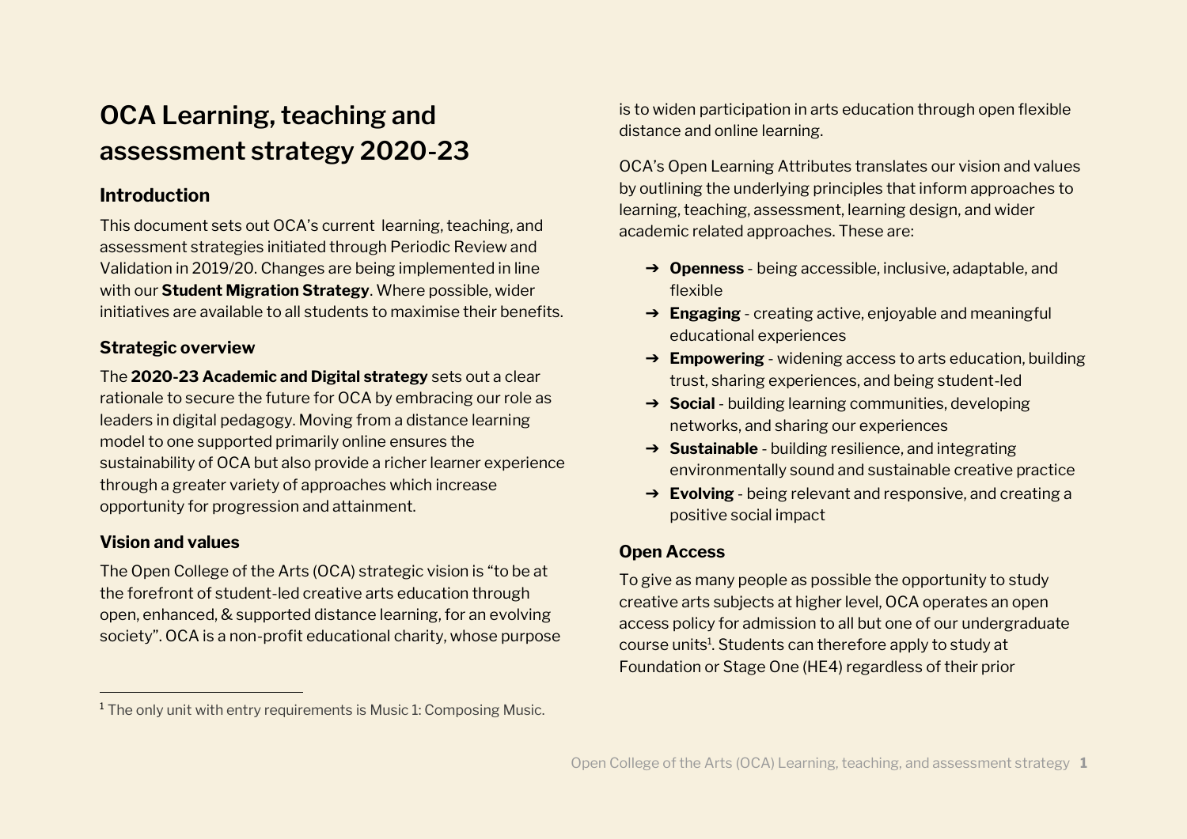# OCA Learning, teaching and assessment strategy 2020-23

## Introduction

This document sets out OCA's current learning, teaching, and assessment strategies initiated through Periodic Review and Validation in 2019/20. Changes are being implemented in line with our **Student Migration Strategy**. Where possible, wider initiatives are available to all students to maximise their benefits.

## Strategic overview

The **2020-23 Academic and Digital strategy** sets out a clear rationale to secure the future for OCA by embracing our role as leaders in digital pedagogy. Moving from a distance learning model to one supported primarily online ensures the sustainability of OCA but also provide a richer learner experience through a greater variety of approaches which increase opportunity for progression and attainment.

## Vision and values

The Open College of the Arts (OCA) strategic vision is "to be at the forefront of student-led creative arts education through open, enhanced, & supported distance learning, for an evolving society". OCA is a non-profit educational charity, whose purpose is to widen participation in arts education through open flexible distance and online learning.

OCA's Open Learning Attributes translates our vision and values by outlining the underlying principles that inform approaches to learning, teaching, assessment, learning design, and wider academic related approaches. These are:

- ➔ **Openness** - being accessible, inclusive, adaptable, and flexible
- ➔ **Engaging** - creating active, enjoyable and meaningful educational experiences
- ➔ **Empowering** - widening access to arts education, building trust, sharing experiences, and being student-led
- ➔ **Social** - building learning communities, developing networks, and sharing our experiences
- ➔ **Sustainable** - building resilience, and integrating environmentally sound and sustainable creative practice
- ➔ **Evolving** - being relevant and responsive, and creating a positive social impact

## Open Access

To give as many people as possible the opportunity to study creative arts subjects at higher level, OCA operates an open access policy for admission to all but one of our undergraduate course units[1]. Students can therefore apply to study at Foundation or Stage One (HE4) regardless of their prior

[1] The only unit with entry requirements is Music 1: Composing Music.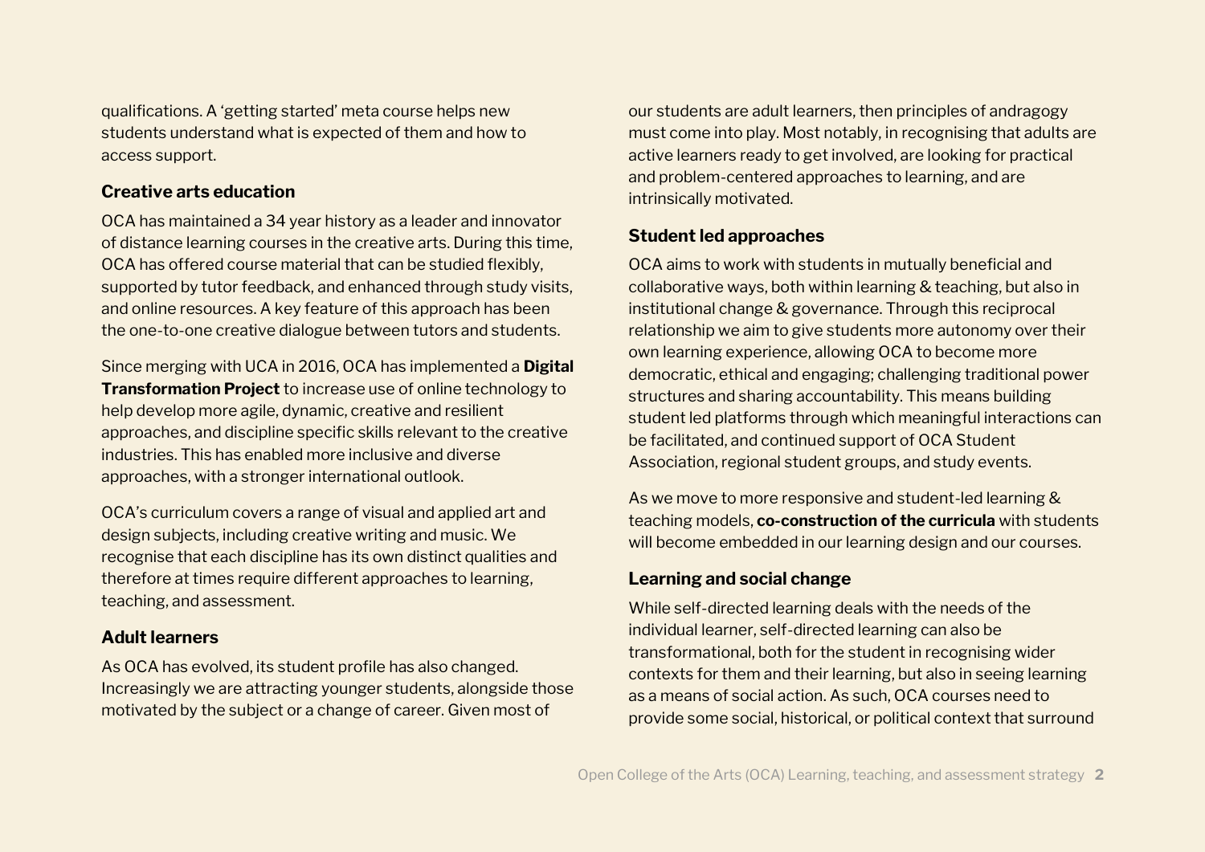qualifications. A 'getting started' meta course helps new students understand what is expected of them and how to access support.

### Creative arts education

OCA has maintained a 34 year history as a leader and innovator of distance learning courses in the creative arts. During this time, OCA has offered course material that can be studied flexibly, supported by tutor feedback, and enhanced through study visits, and online resources. A key feature of this approach has been the one-to-one creative dialogue between tutors and students.

Since merging with UCA in 2016, OCA has implemented a **Digital Transformation Project** to increase use of online technology to help develop more agile, dynamic, creative and resilient approaches, and discipline specific skills relevant to the creative industries. This has enabled more inclusive and diverse approaches, with a stronger international outlook.

OCA's curriculum covers a range of visual and applied art and design subjects, including creative writing and music. We recognise that each discipline has its own distinct qualities and therefore at times require different approaches to learning, teaching, and assessment.

### Adult learners

As OCA has evolved, its student profile has also changed. Increasingly we are attracting younger students, alongside those motivated by the subject or a change of career. Given most of our students are adult learners, then principles of andragogy must come into play. Most notably, in recognising that adults are active learners ready to get involved, are looking for practical and problem-centered approaches to learning, and are intrinsically motivated.

### Student led approaches

OCA aims to work with students in mutually beneficial and collaborative ways, both within learning & teaching, but also in institutional change & governance. Through this reciprocal relationship we aim to give students more autonomy over their own learning experience, allowing OCA to become more democratic, ethical and engaging; challenging traditional power structures and sharing accountability. This means building student led platforms through which meaningful interactions can be facilitated, and continued support of OCA Student Association, regional student groups, and study events.

As we move to more responsive and student-led learning & teaching models, **co-construction of the curricula** with students will become embedded in our learning design and our courses.

### Learning and social change

While self-directed learning deals with the needs of the individual learner, self-directed learning can also be transformational, both for the student in recognising wider contexts for them and their learning, but also in seeing learning as a means of social action. As such, OCA courses need to provide some social, historical, or political context that surround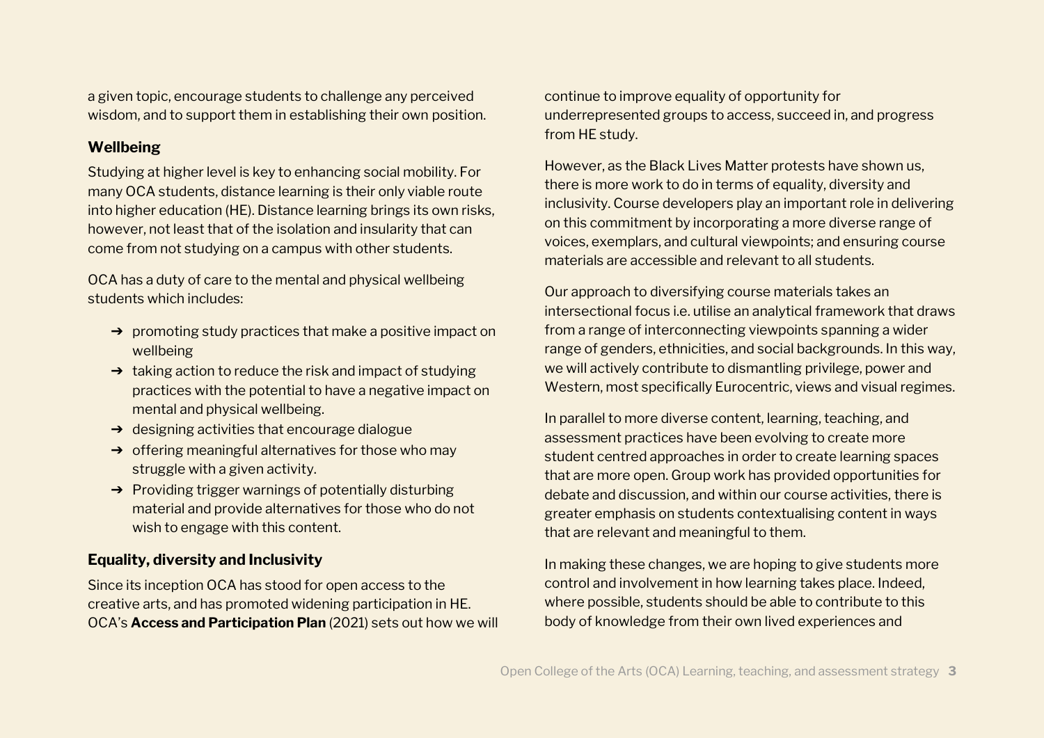a given topic, encourage students to challenge any perceived wisdom, and to support them in establishing their own position.

### Wellbeing

Studying at higher level is key to enhancing social mobility. For many OCA students, distance learning is their only viable route into higher education (HE). Distance learning brings its own risks, however, not least that of the isolation and insularity that can come from not studying on a campus with other students.

OCA has a duty of care to the mental and physical wellbeing students which includes:

- ➔ promoting study practices that make a positive impact on wellbeing
- ➔ taking action to reduce the risk and impact of studying practices with the potential to have a negative impact on mental and physical wellbeing.
- ➔ designing activities that encourage dialogue
- ➔ offering meaningful alternatives for those who may struggle with a given activity.
- ➔ Providing trigger warnings of potentially disturbing material and provide alternatives for those who do not wish to engage with this content.

### Equality, diversity and Inclusivity

Since its inception OCA has stood for open access to the creative arts, and has promoted widening participation in HE. OCA's **Access and Participation Plan** (2021) sets out how we will continue to improve equality of opportunity for underrepresented groups to access, succeed in, and progress from HE study.

However, as the Black Lives Matter protests have shown us, there is more work to do in terms of equality, diversity and inclusivity. Course developers play an important role in delivering on this commitment by incorporating a more diverse range of voices, exemplars, and cultural viewpoints; and ensuring course materials are accessible and relevant to all students.

Our approach to diversifying course materials takes an intersectional focus i.e. utilise an analytical framework that draws from a range of interconnecting viewpoints spanning a wider range of genders, ethnicities, and social backgrounds. In this way, we will actively contribute to dismantling privilege, power and Western, most specifically Eurocentric, views and visual regimes.

In parallel to more diverse content, learning, teaching, and assessment practices have been evolving to create more student centred approaches in order to create learning spaces that are more open. Group work has provided opportunities for debate and discussion, and within our course activities, there is greater emphasis on students contextualising content in ways that are relevant and meaningful to them.

In making these changes, we are hoping to give students more control and involvement in how learning takes place. Indeed, where possible, students should be able to contribute to this body of knowledge from their own lived experiences and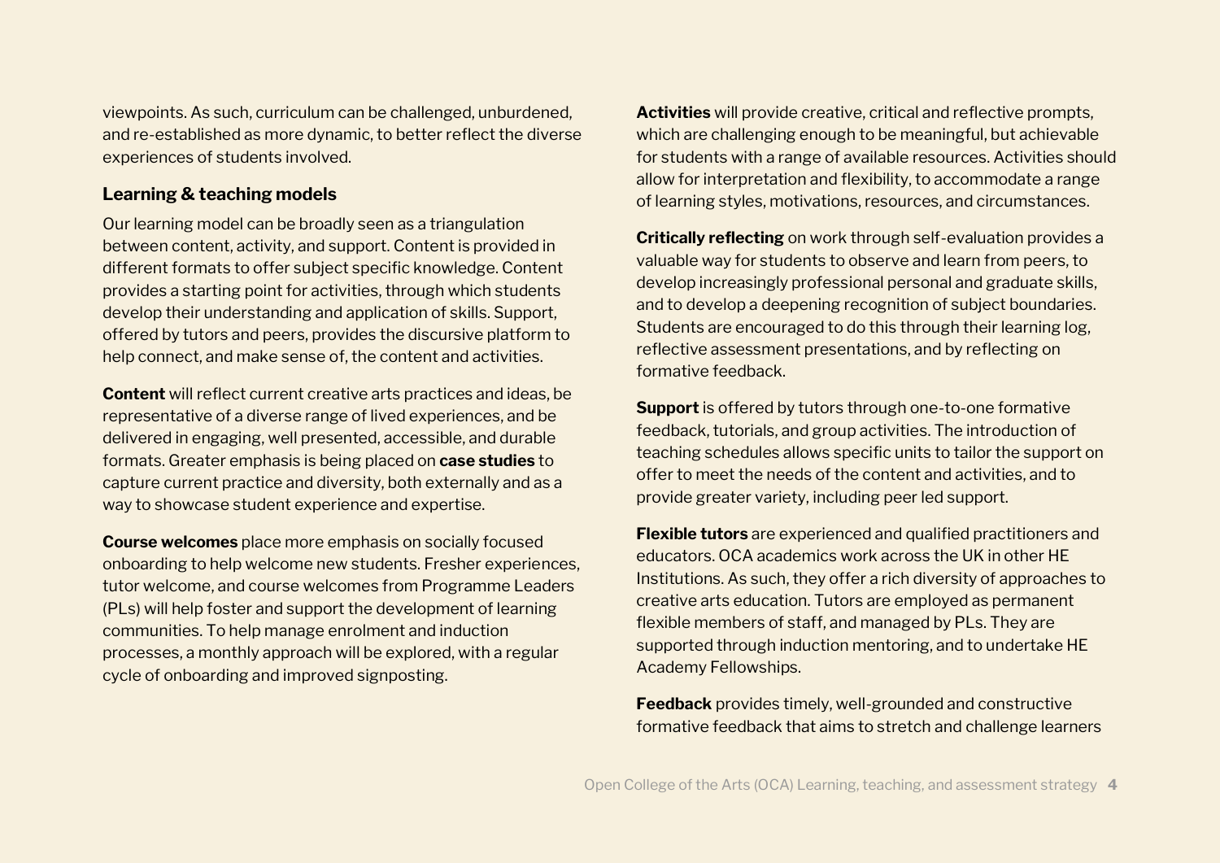viewpoints. As such, curriculum can be challenged, unburdened, and re-established as more dynamic, to better reflect the diverse experiences of students involved.

### Learning & teaching models

Our learning model can be broadly seen as a triangulation between content, activity, and support. Content is provided in different formats to offer subject specific knowledge. Content provides a starting point for activities, through which students develop their understanding and application of skills. Support, offered by tutors and peers, provides the discursive platform to help connect, and make sense of, the content and activities.

**Content** will reflect current creative arts practices and ideas, be representative of a diverse range of lived experiences, and be delivered in engaging, well presented, accessible, and durable formats. Greater emphasis is being placed on **case studies** to capture current practice and diversity, both externally and as a way to showcase student experience and expertise.

**Course welcomes** place more emphasis on socially focused onboarding to help welcome new students. Fresher experiences, tutor welcome, and course welcomes from Programme Leaders (PLs) will help foster and support the development of learning communities. To help manage enrolment and induction processes, a monthly approach will be explored, with a regular cycle of onboarding and improved signposting.

**Activities** will provide creative, critical and reflective prompts, which are challenging enough to be meaningful, but achievable for students with a range of available resources. Activities should allow for interpretation and flexibility, to accommodate a range of learning styles, motivations, resources, and circumstances.

**Critically reflecting** on work through self-evaluation provides a valuable way for students to observe and learn from peers, to develop increasingly professional personal and graduate skills, and to develop a deepening recognition of subject boundaries. Students are encouraged to do this through their learning log, reflective assessment presentations, and by reflecting on formative feedback.

**Support** is offered by tutors through one-to-one formative feedback, tutorials, and group activities. The introduction of teaching schedules allows specific units to tailor the support on offer to meet the needs of the content and activities, and to provide greater variety, including peer led support.

**Flexible tutors** are experienced and qualified practitioners and educators. OCA academics work across the UK in other HE Institutions. As such, they offer a rich diversity of approaches to creative arts education. Tutors are employed as permanent flexible members of staff, and managed by PLs. They are supported through induction mentoring, and to undertake HE Academy Fellowships.

**Feedback** provides timely, well-grounded and constructive formative feedback that aims to stretch and challenge learners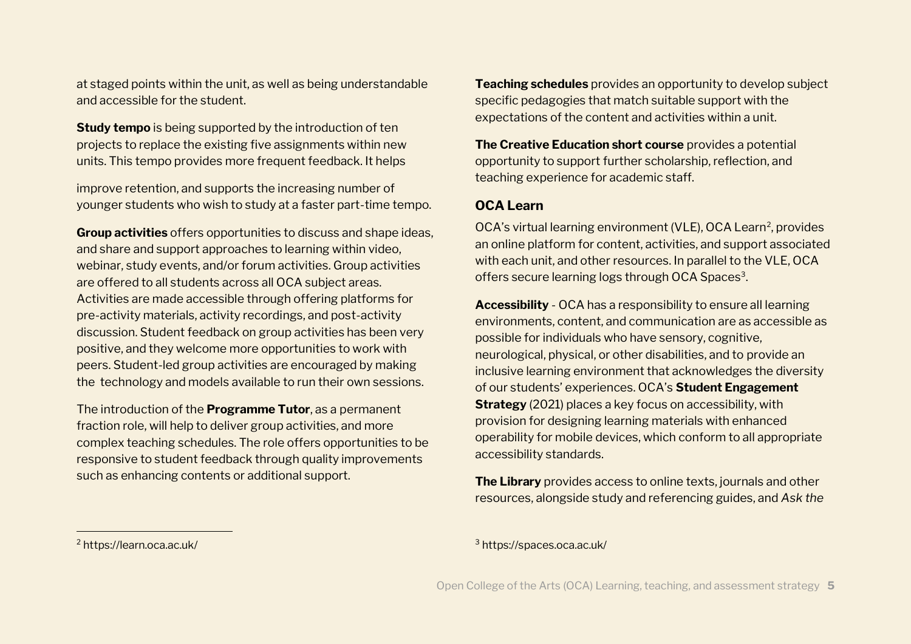at staged points within the unit, as well as being understandable and accessible for the student.

**Study tempo** is being supported by the introduction of ten projects to replace the existing five assignments within new units. This tempo provides more frequent feedback. It helps

improve retention, and supports the increasing number of younger students who wish to study at a faster part-time tempo.

**Group activities** offers opportunities to discuss and shape ideas, and share and support approaches to learning within video, webinar, study events, and/or forum activities. Group activities are offered to all students across all OCA subject areas. Activities are made accessible through offering platforms for pre-activity materials, activity recordings, and post-activity discussion. Student feedback on group activities has been very positive, and they welcome more opportunities to work with peers. Student-led group activities are encouraged by making the technology and models available to run their own sessions.

The introduction of the **Programme Tutor**, as a permanent fraction role, will help to deliver group activities, and more complex teaching schedules. The role offers opportunities to be responsive to student feedback through quality improvements such as enhancing contents or additional support.

**Teaching schedules** provides an opportunity to develop subject specific pedagogies that match suitable support with the expectations of the content and activities within a unit.

**The Creative Education short course** provides a potential opportunity to support further scholarship, reflection, and teaching experience for academic staff.

### OCA Learn

OCA's virtual learning environment (VLE), OCA Learn[2], provides an online platform for content, activities, and support associated with each unit, and other resources. In parallel to the VLE, OCA offers secure learning logs through OCA Spaces[3].

**Accessibility** - OCA has a responsibility to ensure all learning environments, content, and communication are as accessible as possible for individuals who have sensory, cognitive, neurological, physical, or other disabilities, and to provide an inclusive learning environment that acknowledges the diversity of our students' experiences. OCA's **Student Engagement Strategy** (2021) places a key focus on accessibility, with provision for designing learning materials with enhanced operability for mobile devices, which conform to all appropriate accessibility standards.

**The Library** provides access to online texts, journals and other resources, alongside study and referencing guides, and *Ask the*

[2] https://learn.oca.ac.uk/

[3] https://spaces.oca.ac.uk/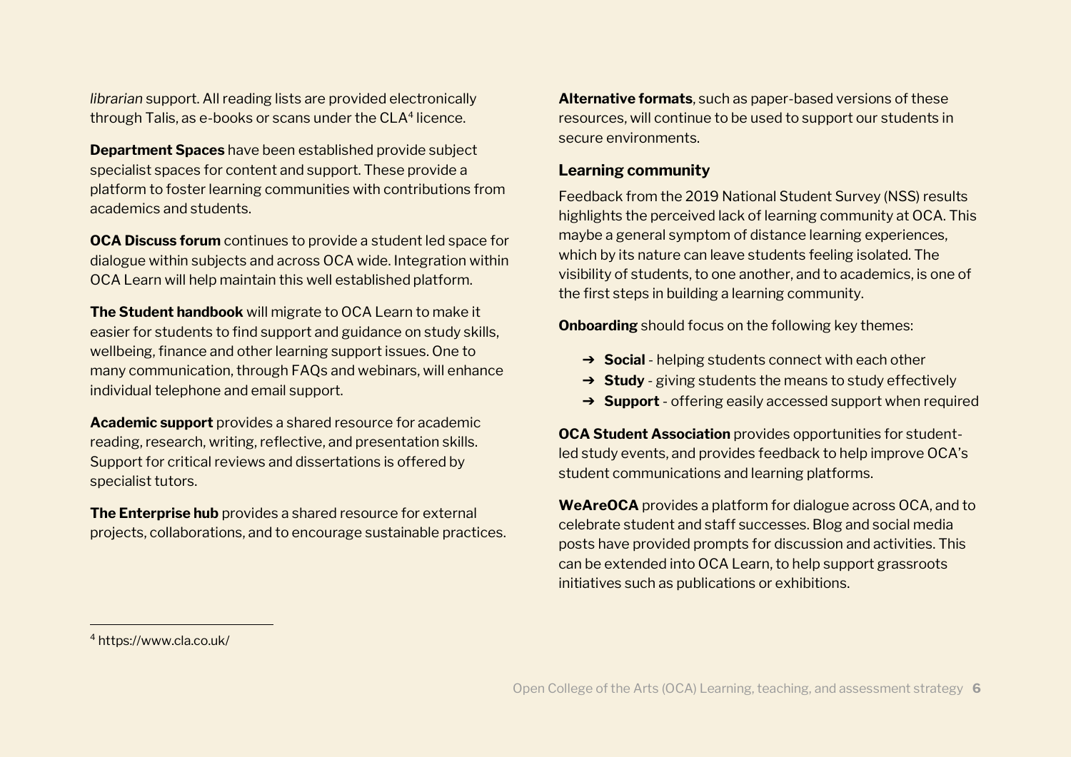*librarian* support. All reading lists are provided electronically through Talis, as e-books or scans under the CLA[4] licence.

**Department Spaces** have been established provide subject specialist spaces for content and support. These provide a platform to foster learning communities with contributions from academics and students.

**OCA Discuss forum** continues to provide a student led space for dialogue within subjects and across OCA wide. Integration within OCA Learn will help maintain this well established platform.

**The Student handbook** will migrate to OCA Learn to make it easier for students to find support and guidance on study skills, wellbeing, finance and other learning support issues. One to many communication, through FAQs and webinars, will enhance individual telephone and email support.

**Academic support** provides a shared resource for academic reading, research, writing, reflective, and presentation skills. Support for critical reviews and dissertations is offered by specialist tutors.

**The Enterprise hub** provides a shared resource for external projects, collaborations, and to encourage sustainable practices.

**Alternative formats**, such as paper-based versions of these resources, will continue to be used to support our students in secure environments.

### Learning community

Feedback from the 2019 National Student Survey (NSS) results highlights the perceived lack of learning community at OCA. This maybe a general symptom of distance learning experiences, which by its nature can leave students feeling isolated. The visibility of students, to one another, and to academics, is one of the first steps in building a learning community.

**Onboarding** should focus on the following key themes:

- **Social** - helping students connect with each other
- **Study** - giving students the means to study effectively
- **Support** - offering easily accessed support when required

**OCA Student Association** provides opportunities for student-led study events, and provides feedback to help improve OCA's student communications and learning platforms.

**WeAreOCA** provides a platform for dialogue across OCA, and to celebrate student and staff successes. Blog and social media posts have provided prompts for discussion and activities. This can be extended into OCA Learn, to help support grassroots initiatives such as publications or exhibitions.

---

[4] https://www.cla.co.uk/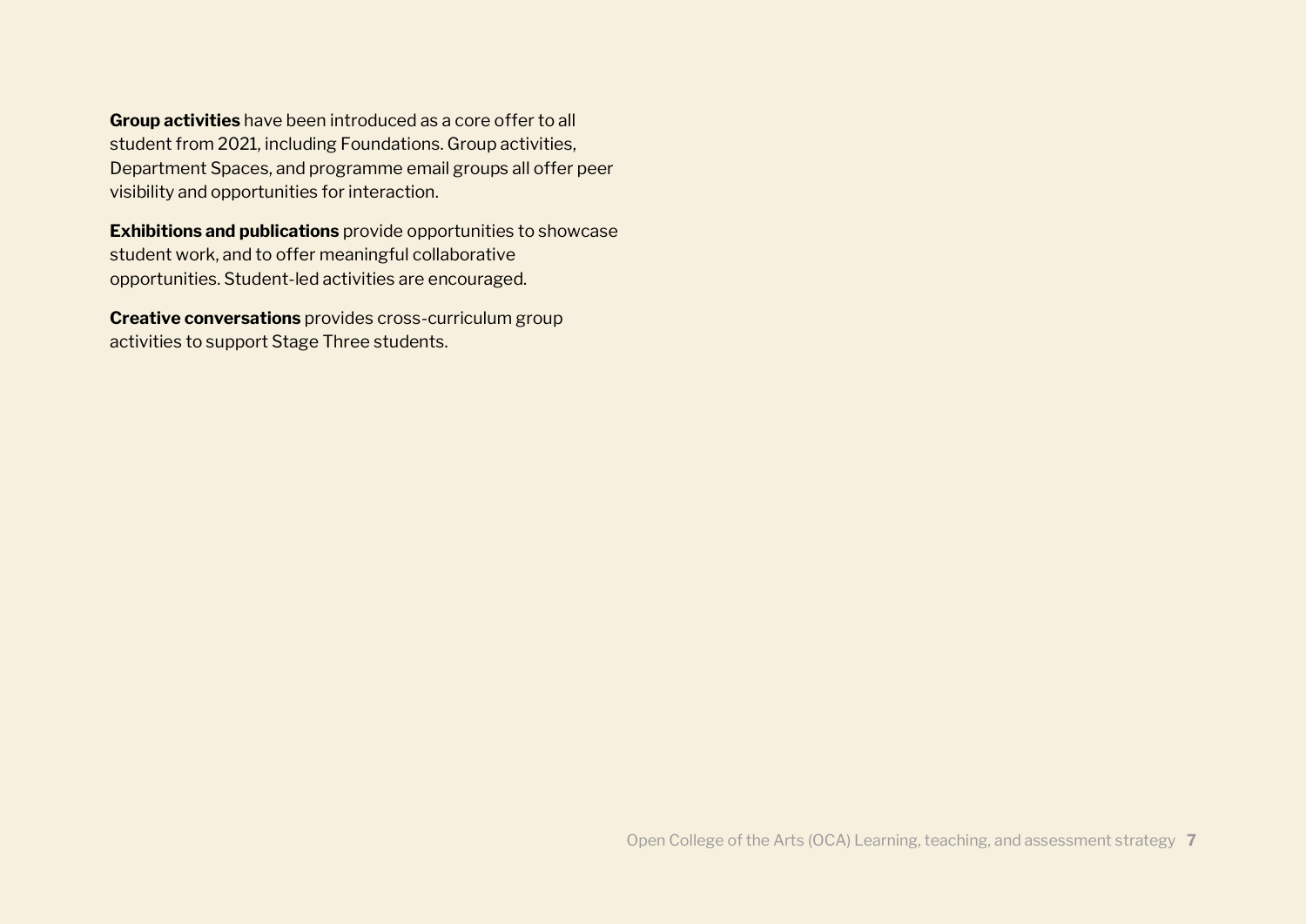**Group activities** have been introduced as a core offer to all student from 2021, including Foundations. Group activities, Department Spaces, and programme email groups all offer peer visibility and opportunities for interaction.

**Exhibitions and publications** provide opportunities to showcase student work, and to offer meaningful collaborative opportunities. Student-led activities are encouraged.

**Creative conversations** provides cross-curriculum group activities to support Stage Three students.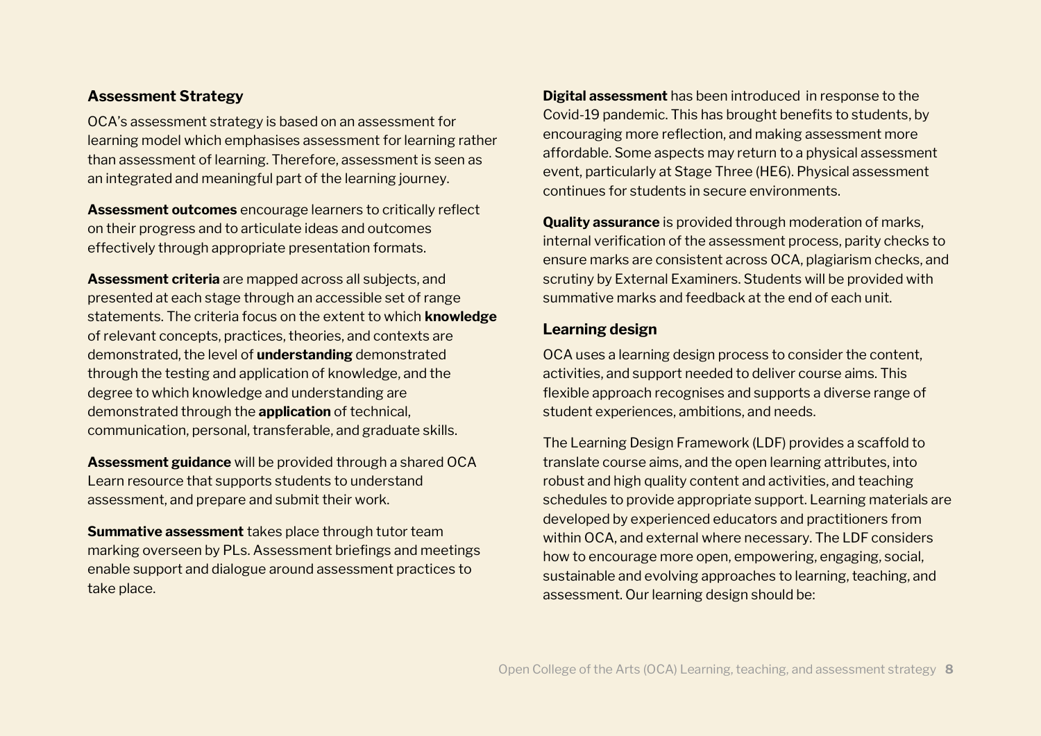## Assessment Strategy

OCA's assessment strategy is based on an assessment for learning model which emphasises assessment for learning rather than assessment of learning. Therefore, assessment is seen as an integrated and meaningful part of the learning journey.

**Assessment outcomes** encourage learners to critically reflect on their progress and to articulate ideas and outcomes effectively through appropriate presentation formats.

**Assessment criteria** are mapped across all subjects, and presented at each stage through an accessible set of range statements. The criteria focus on the extent to which **knowledge** of relevant concepts, practices, theories, and contexts are demonstrated, the level of **understanding** demonstrated through the testing and application of knowledge, and the degree to which knowledge and understanding are demonstrated through the **application** of technical, communication, personal, transferable, and graduate skills.

**Assessment guidance** will be provided through a shared OCA Learn resource that supports students to understand assessment, and prepare and submit their work.

**Summative assessment** takes place through tutor team marking overseen by PLs. Assessment briefings and meetings enable support and dialogue around assessment practices to take place.

**Digital assessment** has been introduced in response to the Covid-19 pandemic. This has brought benefits to students, by encouraging more reflection, and making assessment more affordable. Some aspects may return to a physical assessment event, particularly at Stage Three (HE6). Physical assessment continues for students in secure environments.

**Quality assurance** is provided through moderation of marks, internal verification of the assessment process, parity checks to ensure marks are consistent across OCA, plagiarism checks, and scrutiny by External Examiners. Students will be provided with summative marks and feedback at the end of each unit.

## Learning design

OCA uses a learning design process to consider the content, activities, and support needed to deliver course aims. This flexible approach recognises and supports a diverse range of student experiences, ambitions, and needs.

The Learning Design Framework (LDF) provides a scaffold to translate course aims, and the open learning attributes, into robust and high quality content and activities, and teaching schedules to provide appropriate support. Learning materials are developed by experienced educators and practitioners from within OCA, and external where necessary. The LDF considers how to encourage more open, empowering, engaging, social, sustainable and evolving approaches to learning, teaching, and assessment. Our learning design should be: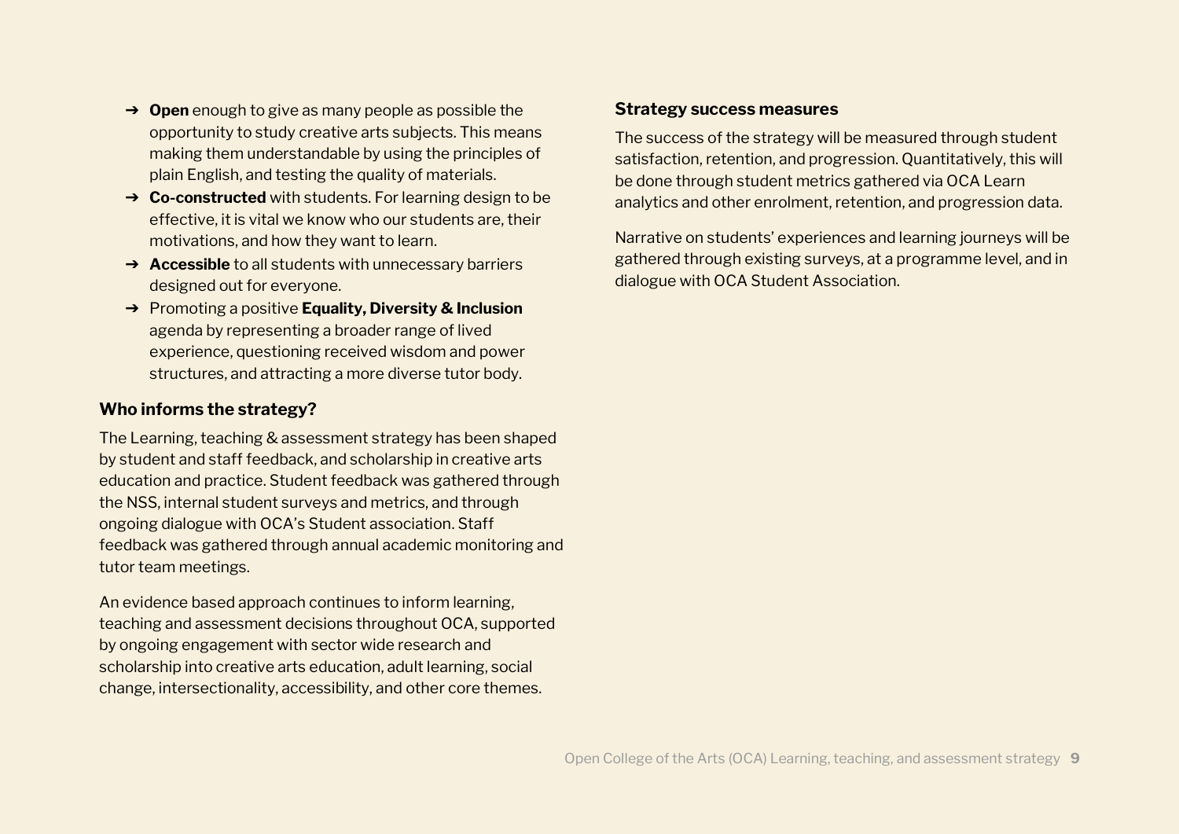- ➔ **Open** enough to give as many people as possible the opportunity to study creative arts subjects. This means making them understandable by using the principles of plain English, and testing the quality of materials.
- ➔ **Co-constructed** with students. For learning design to be effective, it is vital we know who our students are, their motivations, and how they want to learn.
- ➔ **Accessible** to all students with unnecessary barriers designed out for everyone.
- ➔ Promoting a positive **Equality, Diversity & Inclusion** agenda by representing a broader range of lived experience, questioning received wisdom and power structures, and attracting a more diverse tutor body.

### Who informs the strategy?

The Learning, teaching & assessment strategy has been shaped by student and staff feedback, and scholarship in creative arts education and practice. Student feedback was gathered through the NSS, internal student surveys and metrics, and through ongoing dialogue with OCA's Student association. Staff feedback was gathered through annual academic monitoring and tutor team meetings.

An evidence based approach continues to inform learning, teaching and assessment decisions throughout OCA, supported by ongoing engagement with sector wide research and scholarship into creative arts education, adult learning, social change, intersectionality, accessibility, and other core themes.

### Strategy success measures

The success of the strategy will be measured through student satisfaction, retention, and progression. Quantitatively, this will be done through student metrics gathered via OCA Learn analytics and other enrolment, retention, and progression data.

Narrative on students' experiences and learning journeys will be gathered through existing surveys, at a programme level, and in dialogue with OCA Student Association.